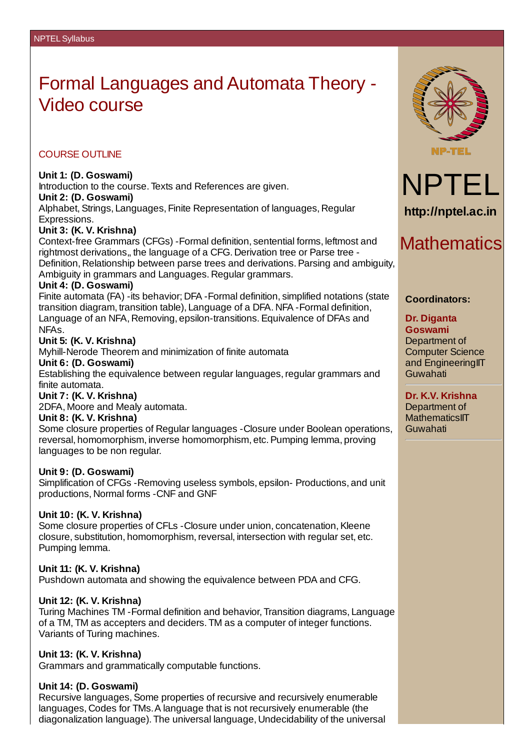# Formal Languages and Automata Theory - Video course

## COURSE OUTLINE

**Unit 1: (D. Goswami)**
Introduction to the course. Texts and References are given.

**Unit 2: (D. Goswami)**
Alphabet, Strings, Languages, Finite Representation of languages, Regular Expressions.

**Unit 3: (K. V. Krishna)**
Context-free Grammars (CFGs) -Formal definition, sentential forms, leftmost and rightmost derivations,, the language of a CFG. Derivation tree or Parse tree - Definition, Relationship between parse trees and derivations. Parsing and ambiguity, Ambiguity in grammars and Languages. Regular grammars.

**Unit 4: (D. Goswami)**
Finite automata (FA) -its behavior; DFA -Formal definition, simplified notations (state transition diagram, transition table), Language of a DFA. NFA -Formal definition, Language of an NFA, Removing, epsilon-transitions. Equivalence of DFAs and NFAs.

**Unit 5: (K. V. Krishna)**
Myhill-Nerode Theorem and minimization of finite automata

**Unit 6: (D. Goswami)**
Establishing the equivalence between regular languages, regular grammars and finite automata.

**Unit 7: (K. V. Krishna)**
2DFA, Moore and Mealy automata.

**Unit 8: (K. V. Krishna)**
Some closure properties of Regular languages -Closure under Boolean operations, reversal, homomorphism, inverse homomorphism, etc. Pumping lemma, proving languages to be non regular.

**Unit 9: (D. Goswami)**
Simplification of CFGs -Removing useless symbols, epsilon- Productions, and unit productions, Normal forms -CNF and GNF

**Unit 10: (K. V. Krishna)**
Some closure properties of CFLs -Closure under union, concatenation, Kleene closure, substitution, homomorphism, reversal, intersection with regular set, etc. Pumping lemma.

**Unit 11: (K. V. Krishna)**
Pushdown automata and showing the equivalence between PDA and CFG.

**Unit 12: (K. V. Krishna)**
Turing Machines TM -Formal definition and behavior, Transition diagrams, Language of a TM, TM as accepters and deciders. TM as a computer of integer functions. Variants of Turing machines.

**Unit 13: (K. V. Krishna)**
Grammars and grammatically computable functions.

**Unit 14: (D. Goswami)**
Recursive languages, Some properties of recursive and recursively enumerable languages, Codes for TMs. A language that is not recursively enumerable (the diagonalization language). The universal language, Undecidability of the universal

NP-TEL

NPTEL

**http://nptel.ac.in**

## Mathematics

**Coordinators:**

**Dr. Diganta Goswami**
Department of Computer Science and EngineeringIIT Guwahati

**Dr. K.V. Krishna**
Department of MathematicsIIT Guwahati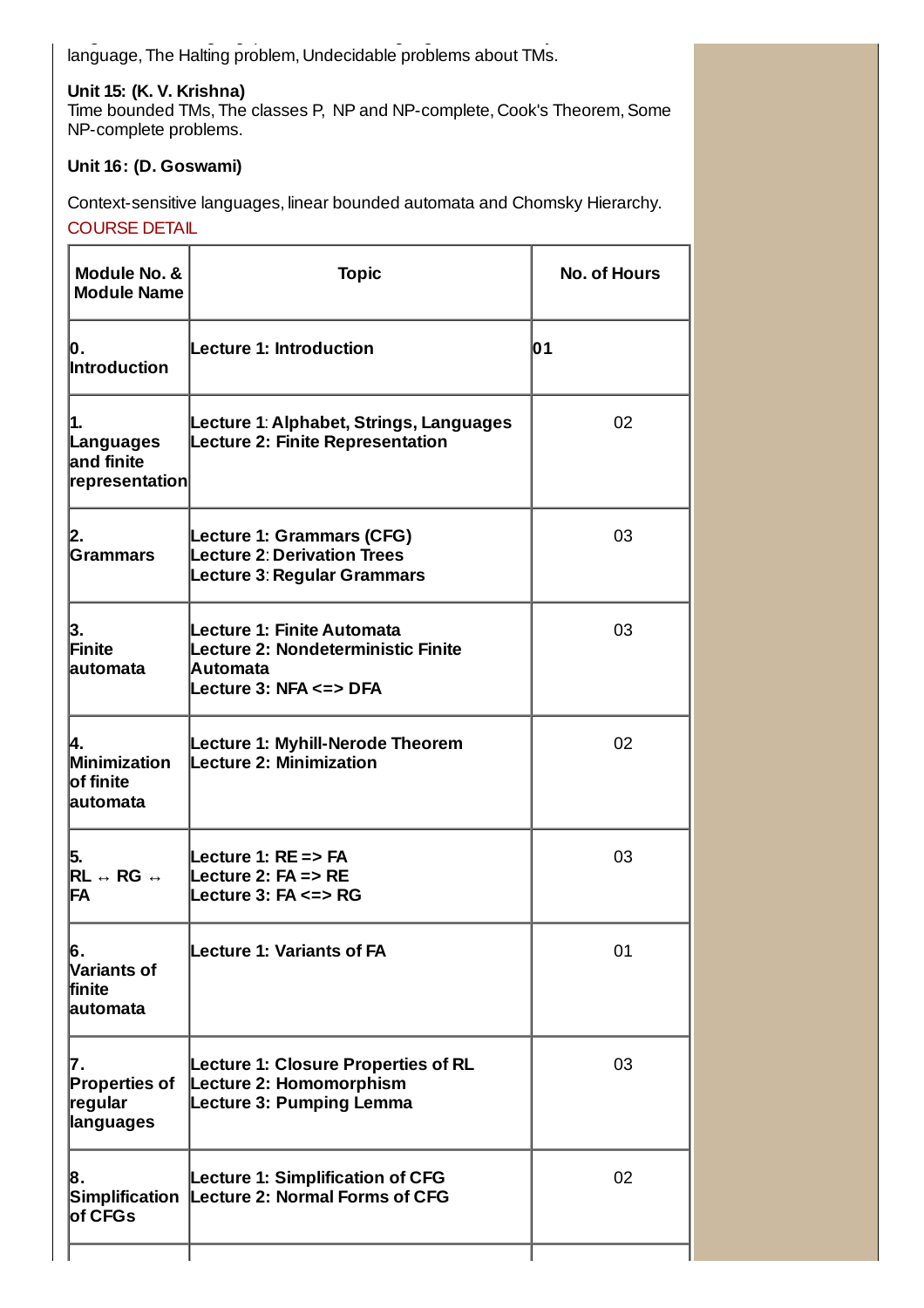language, The Halting problem, Undecidable problems about TMs.

**Unit 15: (K. V. Krishna)**
Time bounded TMs, The classes P, NP and NP-complete, Cook's Theorem, Some NP-complete problems.

**Unit 16: (D. Goswami)**

Context-sensitive languages, linear bounded automata and Chomsky Hierarchy.

COURSE DETAIL

| Module No. & Module Name | Topic | No. of Hours |
|---|---|---|
| **0. Introduction** | **Lecture 1: Introduction** | **01** |
| **1. Languages and finite representation** | **Lecture 1: Alphabet, Strings, Languages**<br>**Lecture 2: Finite Representation** | 02 |
| **2. Grammars** | **Lecture 1: Grammars (CFG)**<br>**Lecture 2: Derivation Trees**<br>**Lecture 3: Regular Grammars** | 03 |
| **3. Finite automata** | **Lecture 1: Finite Automata**<br>**Lecture 2: Nondeterministic Finite Automata**<br>**Lecture 3: NFA <=> DFA** | 03 |
| **4. Minimization of finite automata** | **Lecture 1: Myhill-Nerode Theorem**<br>**Lecture 2: Minimization** | 02 |
| **5. RL ↔ RG ↔ FA** | **Lecture 1: RE => FA**<br>**Lecture 2: FA => RE**<br>**Lecture 3: FA <=> RG** | 03 |
| **6. Variants of finite automata** | **Lecture 1: Variants of FA** | 01 |
| **7. Properties of regular languages** | **Lecture 1: Closure Properties of RL**<br>**Lecture 2: Homomorphism**<br>**Lecture 3: Pumping Lemma** | 03 |
| **8. Simplification of CFGs** | **Lecture 1: Simplification of CFG**<br>**Lecture 2: Normal Forms of CFG** | 02 |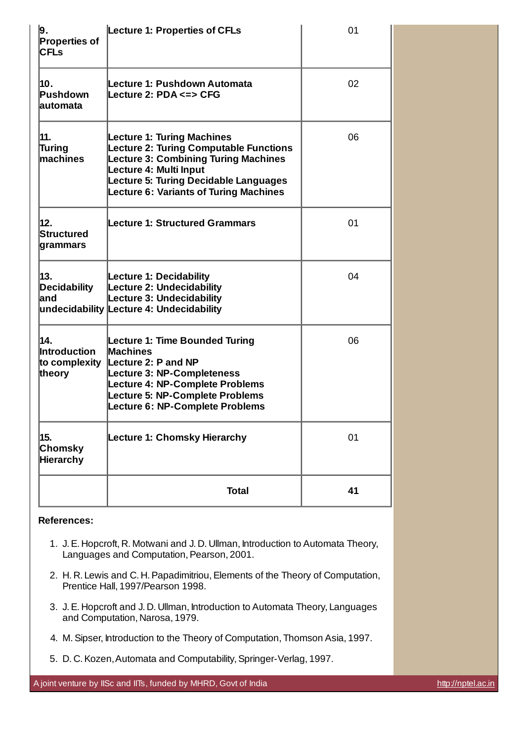| | | |
|---|---|---|
| **9. Properties of CFLs** | **Lecture 1: Properties of CFLs** | 01 |
| **10. Pushdown automata** | **Lecture 1: Pushdown Automata**<br>**Lecture 2: PDA <=> CFG** | 02 |
| **11. Turing machines** | **Lecture 1: Turing Machines**<br>**Lecture 2: Turing Computable Functions**<br>**Lecture 3: Combining Turing Machines**<br>**Lecture 4: Multi Input**<br>**Lecture 5: Turing Decidable Languages**<br>**Lecture 6: Variants of Turing Machines** | 06 |
| **12. Structured grammars** | **Lecture 1: Structured Grammars** | 01 |
| **13. Decidability and undecidability** | **Lecture 1: Decidability**<br>**Lecture 2: Undecidability**<br>**Lecture 3: Undecidability**<br>**Lecture 4: Undecidability** | 04 |
| **14. Introduction to complexity theory** | **Lecture 1: Time Bounded Turing Machines**<br>**Lecture 2: P and NP**<br>**Lecture 3: NP-Completeness**<br>**Lecture 4: NP-Complete Problems**<br>**Lecture 5: NP-Complete Problems**<br>**Lecture 6: NP-Complete Problems** | 06 |
| **15. Chomsky Hierarchy** | **Lecture 1: Chomsky Hierarchy** | 01 |
| | **Total** | **41** |

**References:**

1. J. E. Hopcroft, R. Motwani and J. D. Ullman, Introduction to Automata Theory, Languages and Computation, Pearson, 2001.
2. H. R. Lewis and C. H. Papadimitriou, Elements of the Theory of Computation, Prentice Hall, 1997/Pearson 1998.
3. J. E. Hopcroft and J. D. Ullman, Introduction to Automata Theory, Languages and Computation, Narosa, 1979.
4. M. Sipser, Introduction to the Theory of Computation, Thomson Asia, 1997.
5. D. C. Kozen, Automata and Computability, Springer-Verlag, 1997.

A joint venture by IISc and IITs, funded by MHRD, Govt of India http://nptel.ac.in